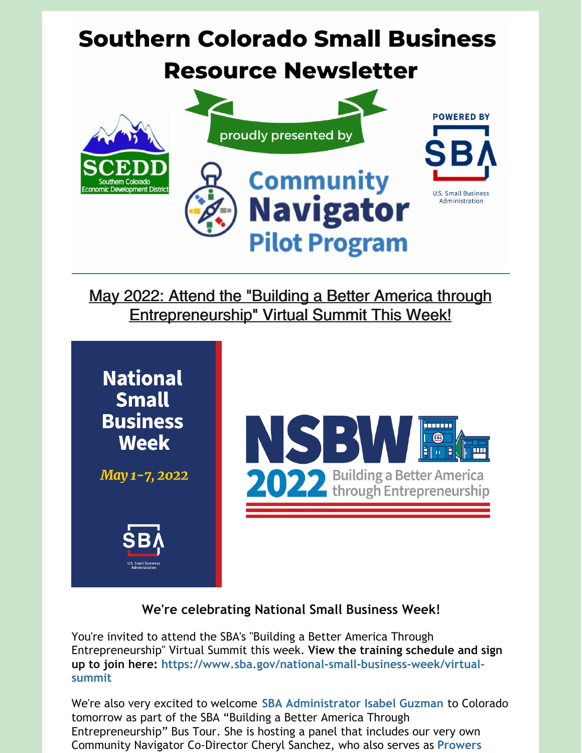# Southern Colorado Small Business Resource Newsletter

proudly presented by

SCEDD Southern Colorado Economic Development District

Community Navigator Pilot Program

POWERED BY SBA U.S. Small Business Administration

## May 2022: Attend the "Building a Better America through Entrepreneurship" Virtual Summit This Week!

National Small Business Week

*May 1-7, 2022*

SBA U.S. Small Business Administration

NSBW 2022 Building a Better America through Entrepreneurship

**We're celebrating National Small Business Week!**

You're invited to attend the SBA's "Building a Better America Through Entrepreneurship" Virtual Summit this week. **View the training schedule and sign up to join here:** https://www.sba.gov/national-small-business-week/virtual-summit

We're also very excited to welcome SBA Administrator Isabel Guzman to Colorado tomorrow as part of the SBA "Building a Better America Through Entrepreneurship" Bus Tour. She is hosting a panel that includes our very own Community Navigator Co-Director Cheryl Sanchez, who also serves as Prowers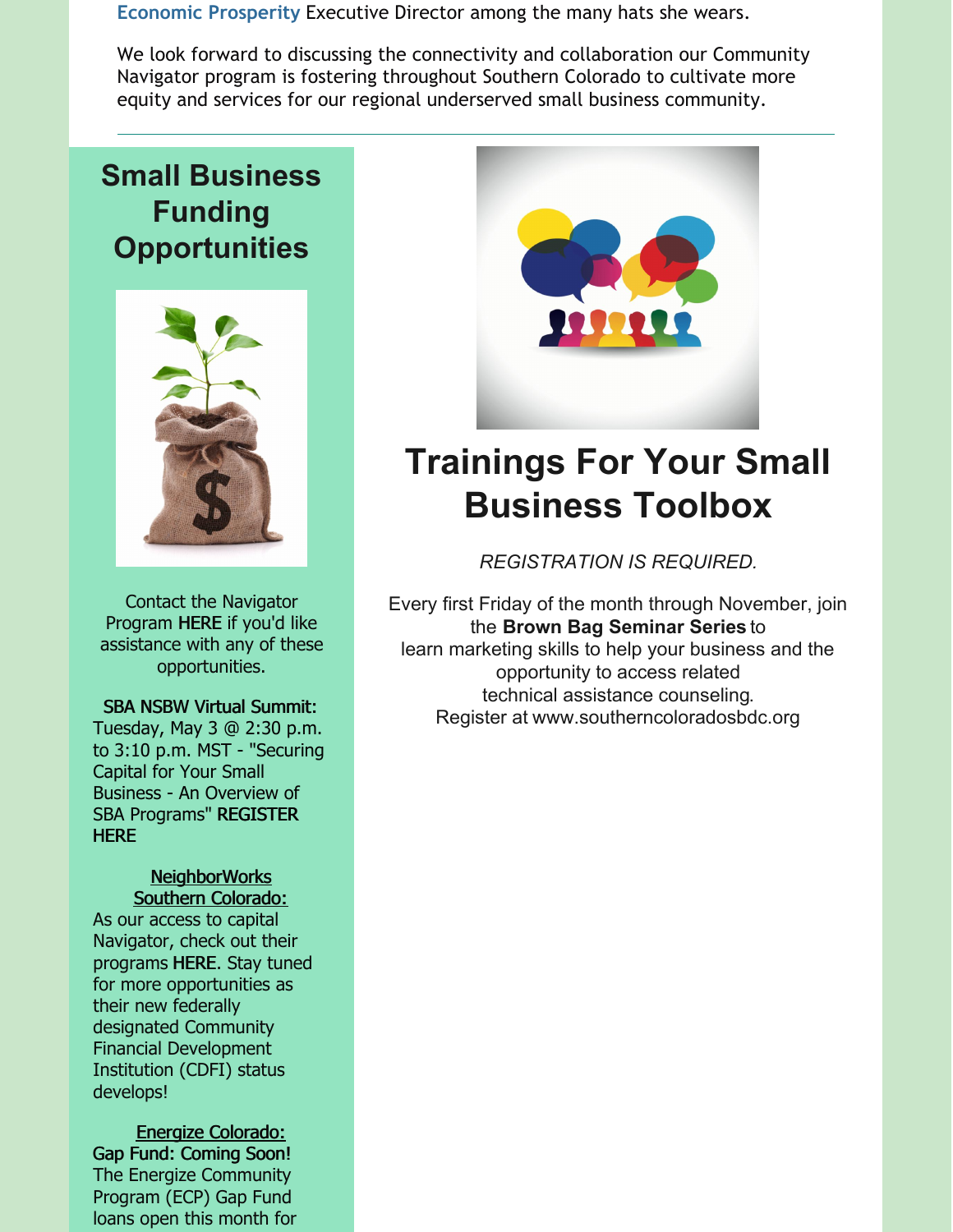Economic Prosperity Executive Director among the many hats she wears.

We look forward to discussing the connectivity and collaboration our Community Navigator program is fostering throughout Southern Colorado to cultivate more equity and services for our regional underserved small business community.

## Small Business Funding Opportunities

Contact the Navigator Program **HERE** if you'd like assistance with any of these opportunities.

**SBA NSBW Virtual Summit:** Tuesday, May 3 @ 2:30 p.m. to 3:10 p.m. MST - "Securing Capital for Your Small Business - An Overview of SBA Programs" **REGISTER HERE**

**NeighborWorks Southern Colorado:** As our access to capital Navigator, check out their programs **HERE**. Stay tuned for more opportunities as their new federally designated Community Financial Development Institution (CDFI) status develops!

**Energize Colorado: Gap Fund: Coming Soon!** The Energize Community Program (ECP) Gap Fund loans open this month for

## Trainings For Your Small Business Toolbox

*REGISTRATION IS REQUIRED.*

Every first Friday of the month through November, join the **Brown Bag Seminar Series** to learn marketing skills to help your business and the opportunity to access related technical assistance counseling. Register at www.southerncoloradosbdc.org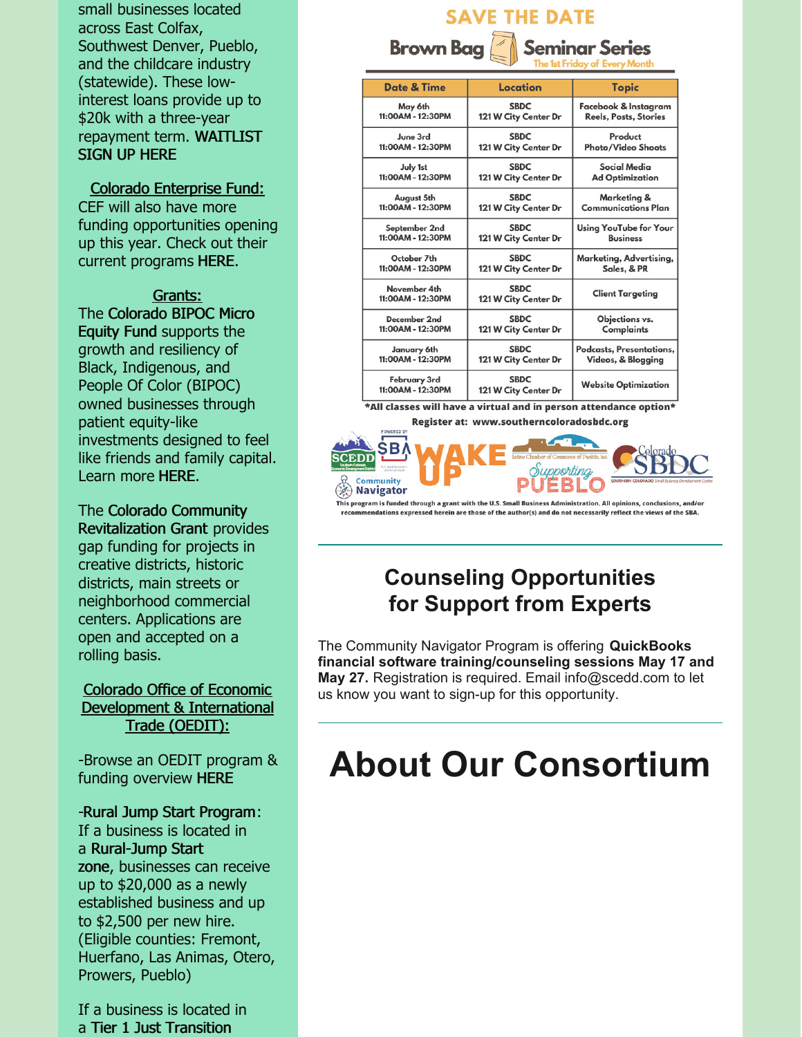small businesses located across East Colfax, Southwest Denver, Pueblo, and the childcare industry (statewide). These low-interest loans provide up to $20k with a three-year repayment term. **WAITLIST SIGN UP HERE**

**Colorado Enterprise Fund:**
CEF will also have more funding opportunities opening up this year. Check out their current programs **HERE**.

**Grants:**
The **Colorado BIPOC Micro Equity Fund** supports the growth and resiliency of Black, Indigenous, and People Of Color (BIPOC) owned businesses through patient equity-like investments designed to feel like friends and family capital. Learn more **HERE**.

The **Colorado Community Revitalization Grant** provides gap funding for projects in creative districts, historic districts, main streets or neighborhood commercial centers. Applications are open and accepted on a rolling basis.

**Colorado Office of Economic Development & International Trade (OEDIT):**

-Browse an OEDIT program & funding overview **HERE**

-**Rural Jump Start Program**:
If a business is located in a **Rural-Jump Start zone**, businesses can receive up to $20,000 as a newly established business and up to $2,500 per new hire. (Eligible counties: Fremont, Huerfano, Las Animas, Otero, Prowers, Pueblo)

If a business is located in a **Tier 1 Just Transition**

## SAVE THE DATE

### Brown Bag Seminar Series
The 1st Friday of Every Month

| Date & Time | Location | Topic |
|---|---|---|
| May 6th 11:00AM - 12:30PM | SBDC 121 W City Center Dr | Facebook & Instagram Reels, Posts, Stories |
| June 3rd 11:00AM - 12:30PM | SBDC 121 W City Center Dr | Product Photo/Video Shoots |
| July 1st 11:00AM - 12:30PM | SBDC 121 W City Center Dr | Social Media Ad Optimization |
| August 5th 11:00AM - 12:30PM | SBDC 121 W City Center Dr | Marketing & Communications Plan |
| September 2nd 11:00AM - 12:30PM | SBDC 121 W City Center Dr | Using YouTube for Your Business |
| October 7th 11:00AM - 12:30PM | SBDC 121 W City Center Dr | Marketing, Advertising, Sales, & PR |
| November 4th 11:00AM - 12:30PM | SBDC 121 W City Center Dr | Client Targeting |
| December 2nd 11:00AM - 12:30PM | SBDC 121 W City Center Dr | Objections vs. Complaints |
| January 6th 11:00AM - 12:30PM | SBDC 121 W City Center Dr | Podcasts, Presentations, Videos, & Blogging |
| February 3rd 11:00AM - 12:30PM | SBDC 121 W City Center Dr | Website Optimization |

*All classes will have a virtual and in person attendance option*

Register at: www.southerncoloradosbdc.org

SCEDD · SBA · WAKE UP · Latino Chamber of Commerce of Pueblo, Inc. · Supporting Pueblo · Colorado SBDC · Community Navigator

This program is funded through a grant with the U.S. Small Business Administration. All opinions, conclusions, and/or recommendations expressed herein are those of the author(s) and do not necessarily reflect the views of the SBA.

## Counseling Opportunities for Support from Experts

The Community Navigator Program is offering **QuickBooks financial software training/counseling sessions May 17 and May 27.** Registration is required. Email info@scedd.com to let us know you want to sign-up for this opportunity.

# About Our Consortium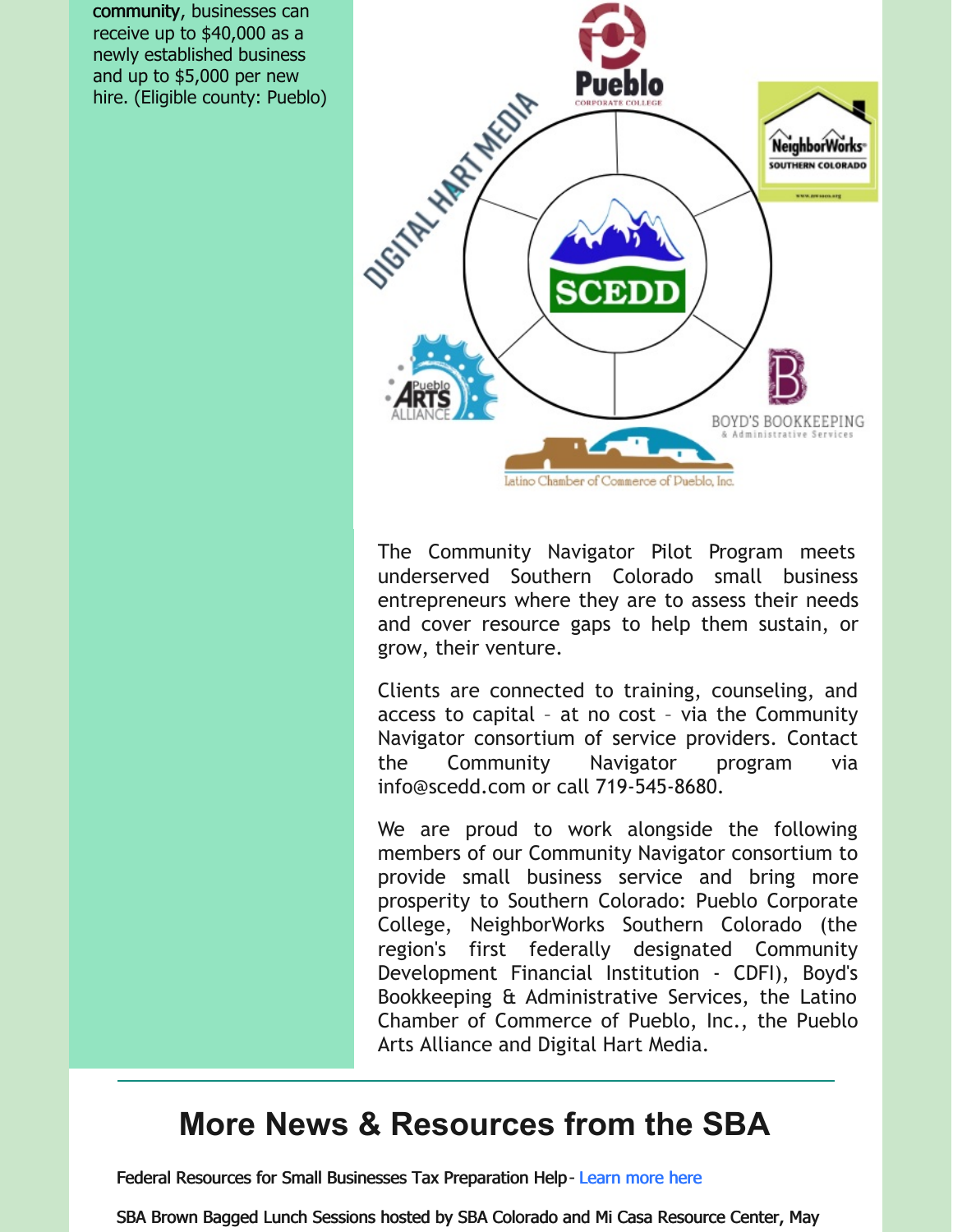**community**, businesses can receive up to $40,000 as a newly established business and up to $5,000 per new hire. (Eligible county: Pueblo)

The Community Navigator Pilot Program meets underserved Southern Colorado small business entrepreneurs where they are to assess their needs and cover resource gaps to help them sustain, or grow, their venture.

Clients are connected to training, counseling, and access to capital – at no cost – via the Community Navigator consortium of service providers. Contact the Community Navigator program via info@scedd.com or call 719-545-8680.

We are proud to work alongside the following members of our Community Navigator consortium to provide small business service and bring more prosperity to Southern Colorado: Pueblo Corporate College, NeighborWorks Southern Colorado (the region's first federally designated Community Development Financial Institution - CDFI), Boyd's Bookkeeping & Administrative Services, the Latino Chamber of Commerce of Pueblo, Inc., the Pueblo Arts Alliance and Digital Hart Media.

# More News & Resources from the SBA

Federal Resources for Small Businesses Tax Preparation Help- Learn more here

SBA Brown Bagged Lunch Sessions hosted by SBA Colorado and Mi Casa Resource Center, May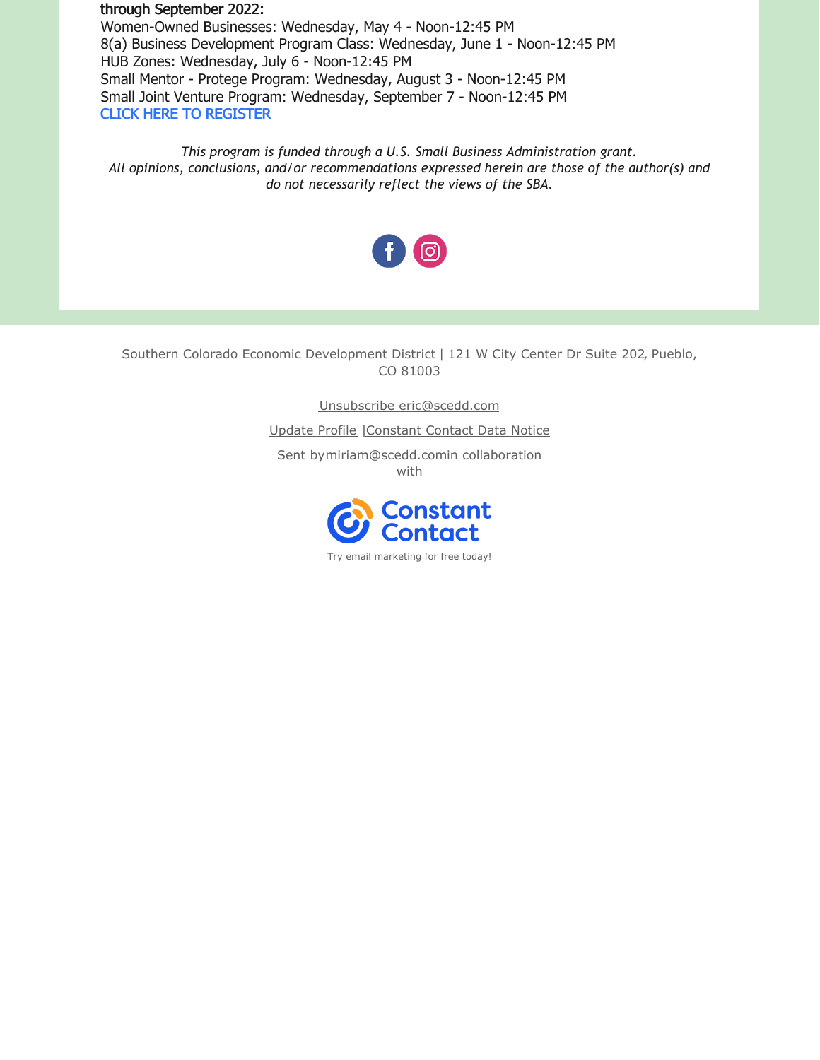**through September 2022:**
Women-Owned Businesses: Wednesday, May 4 - Noon-12:45 PM
8(a) Business Development Program Class: Wednesday, June 1 - Noon-12:45 PM
HUB Zones: Wednesday, July 6 - Noon-12:45 PM
Small Mentor - Protege Program: Wednesday, August 3 - Noon-12:45 PM
Small Joint Venture Program: Wednesday, September 7 - Noon-12:45 PM
CLICK HERE TO REGISTER

*This program is funded through a U.S. Small Business Administration grant.*
*All opinions, conclusions, and/or recommendations expressed herein are those of the author(s) and do not necessarily reflect the views of the SBA.*

Southern Colorado Economic Development District | 121 W City Center Dr Suite 202, Pueblo, CO 81003

Unsubscribe eric@scedd.com

Update Profile | Constant Contact Data Notice

Sent by miriam@scedd.com in collaboration with

Constant Contact

Try email marketing for free today!